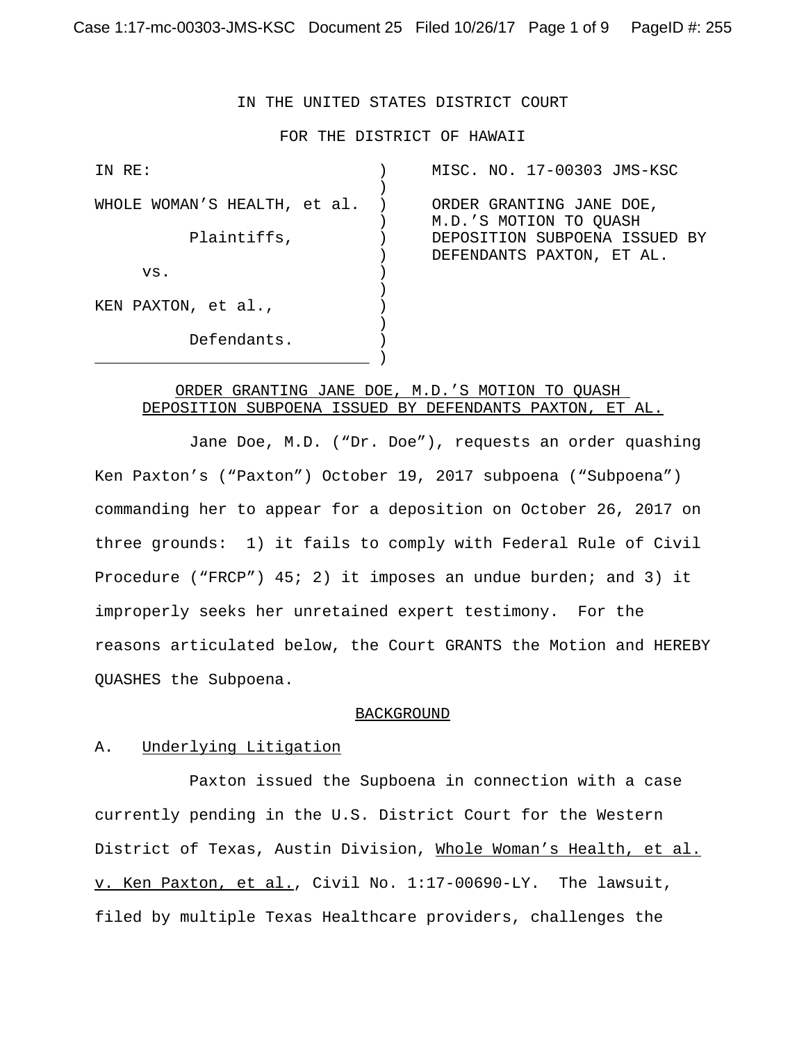IN THE UNITED STATES DISTRICT COURT

FOR THE DISTRICT OF HAWAII

| | |
|---|---|
| IN RE:<br><br>WHOLE WOMAN'S HEALTH, et al.<br><br>Plaintiffs,<br><br>vs.<br><br>KEN PAXTON, et al.,<br><br>Defendants. | MISC. NO. 17-00303 JMS-KSC<br><br>ORDER GRANTING JANE DOE, M.D.'S MOTION TO QUASH DEPOSITION SUBPOENA ISSUED BY DEFENDANTS PAXTON, ET AL. |

ORDER GRANTING JANE DOE, M.D.'S MOTION TO QUASH DEPOSITION SUBPOENA ISSUED BY DEFENDANTS PAXTON, ET AL.

Jane Doe, M.D. ("Dr. Doe"), requests an order quashing Ken Paxton's ("Paxton") October 19, 2017 subpoena ("Subpoena") commanding her to appear for a deposition on October 26, 2017 on three grounds: 1) it fails to comply with Federal Rule of Civil Procedure ("FRCP") 45; 2) it imposes an undue burden; and 3) it improperly seeks her unretained expert testimony. For the reasons articulated below, the Court GRANTS the Motion and HEREBY QUASHES the Subpoena.

## BACKGROUND

### A. Underlying Litigation

Paxton issued the Supboena in connection with a case currently pending in the U.S. District Court for the Western District of Texas, Austin Division, Whole Woman's Health, et al. v. Ken Paxton, et al., Civil No. 1:17-00690-LY. The lawsuit, filed by multiple Texas Healthcare providers, challenges the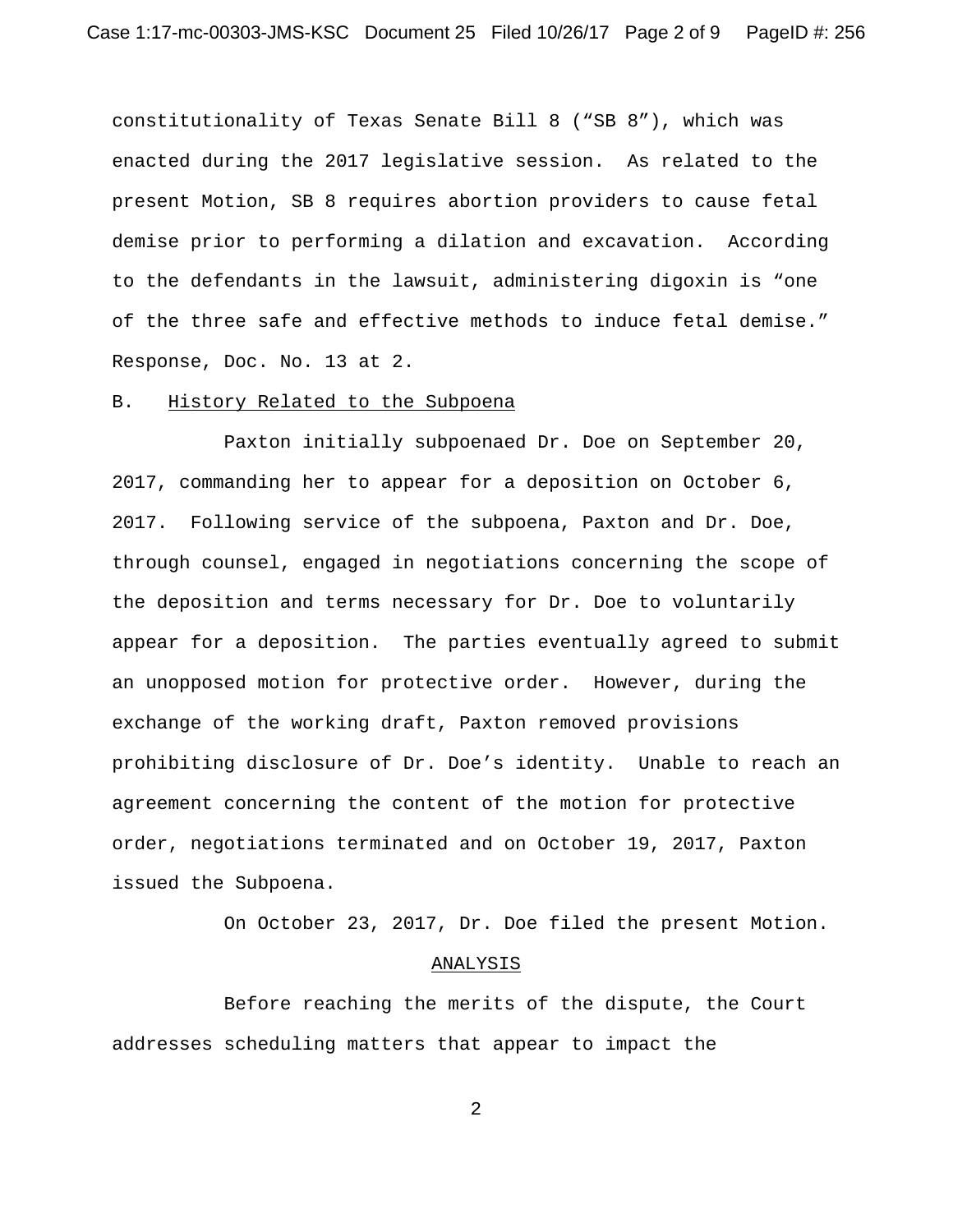constitutionality of Texas Senate Bill 8 ("SB 8"), which was enacted during the 2017 legislative session. As related to the present Motion, SB 8 requires abortion providers to cause fetal demise prior to performing a dilation and excavation. According to the defendants in the lawsuit, administering digoxin is "one of the three safe and effective methods to induce fetal demise." Response, Doc. No. 13 at 2.

B. History Related to the Subpoena

Paxton initially subpoenaed Dr. Doe on September 20, 2017, commanding her to appear for a deposition on October 6, 2017. Following service of the subpoena, Paxton and Dr. Doe, through counsel, engaged in negotiations concerning the scope of the deposition and terms necessary for Dr. Doe to voluntarily appear for a deposition. The parties eventually agreed to submit an unopposed motion for protective order. However, during the exchange of the working draft, Paxton removed provisions prohibiting disclosure of Dr. Doe's identity. Unable to reach an agreement concerning the content of the motion for protective order, negotiations terminated and on October 19, 2017, Paxton issued the Subpoena.

On October 23, 2017, Dr. Doe filed the present Motion.

ANALYSIS

Before reaching the merits of the dispute, the Court addresses scheduling matters that appear to impact the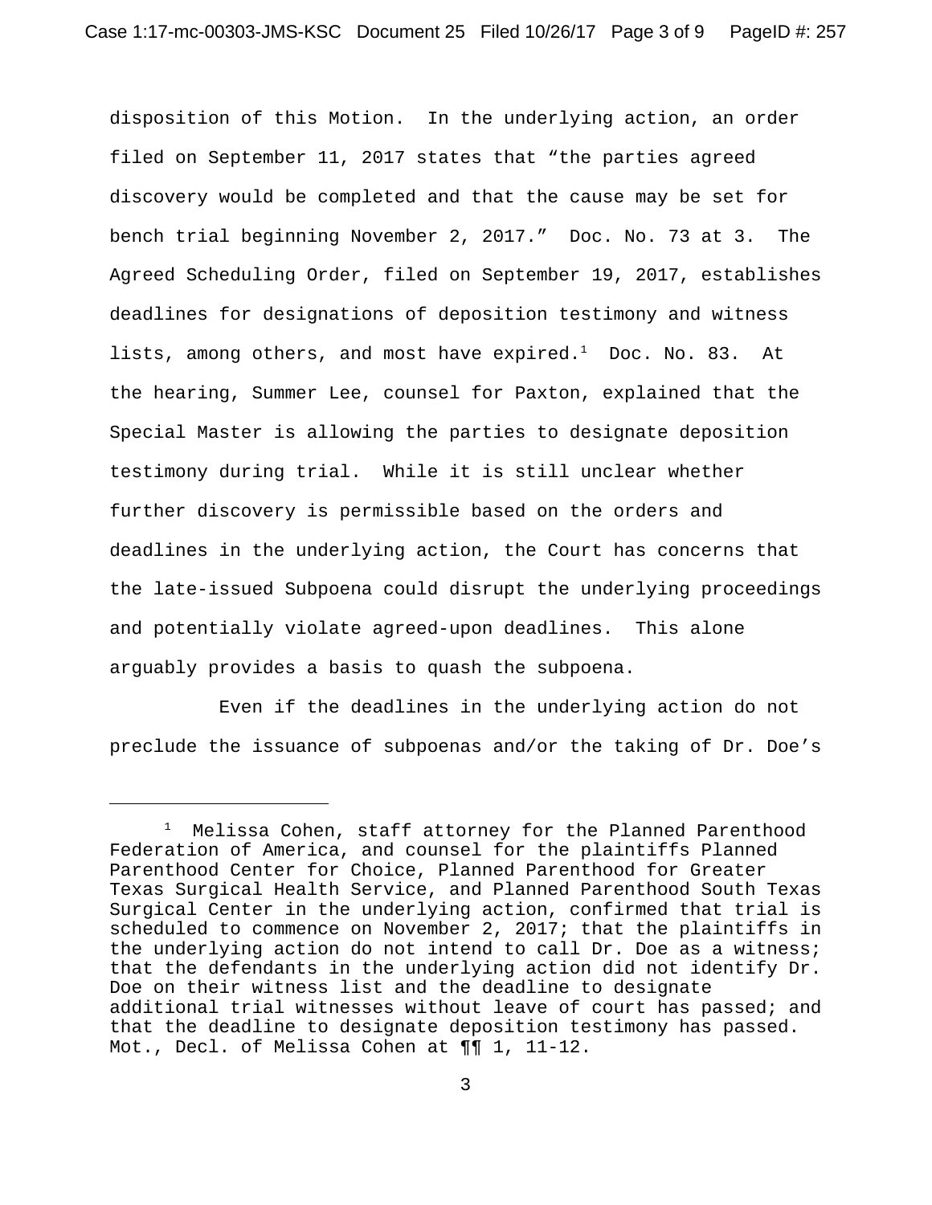disposition of this Motion. In the underlying action, an order filed on September 11, 2017 states that "the parties agreed discovery would be completed and that the cause may be set for bench trial beginning November 2, 2017." Doc. No. 73 at 3. The Agreed Scheduling Order, filed on September 19, 2017, establishes deadlines for designations of deposition testimony and witness lists, among others, and most have expired.[1] Doc. No. 83. At the hearing, Summer Lee, counsel for Paxton, explained that the Special Master is allowing the parties to designate deposition testimony during trial. While it is still unclear whether further discovery is permissible based on the orders and deadlines in the underlying action, the Court has concerns that the late-issued Subpoena could disrupt the underlying proceedings and potentially violate agreed-upon deadlines. This alone arguably provides a basis to quash the subpoena.

Even if the deadlines in the underlying action do not preclude the issuance of subpoenas and/or the taking of Dr. Doe's

---

[1] Melissa Cohen, staff attorney for the Planned Parenthood Federation of America, and counsel for the plaintiffs Planned Parenthood Center for Choice, Planned Parenthood for Greater Texas Surgical Health Service, and Planned Parenthood South Texas Surgical Center in the underlying action, confirmed that trial is scheduled to commence on November 2, 2017; that the plaintiffs in the underlying action do not intend to call Dr. Doe as a witness; that the defendants in the underlying action did not identify Dr. Doe on their witness list and the deadline to designate additional trial witnesses without leave of court has passed; and that the deadline to designate deposition testimony has passed. Mot., Decl. of Melissa Cohen at ¶¶ 1, 11-12.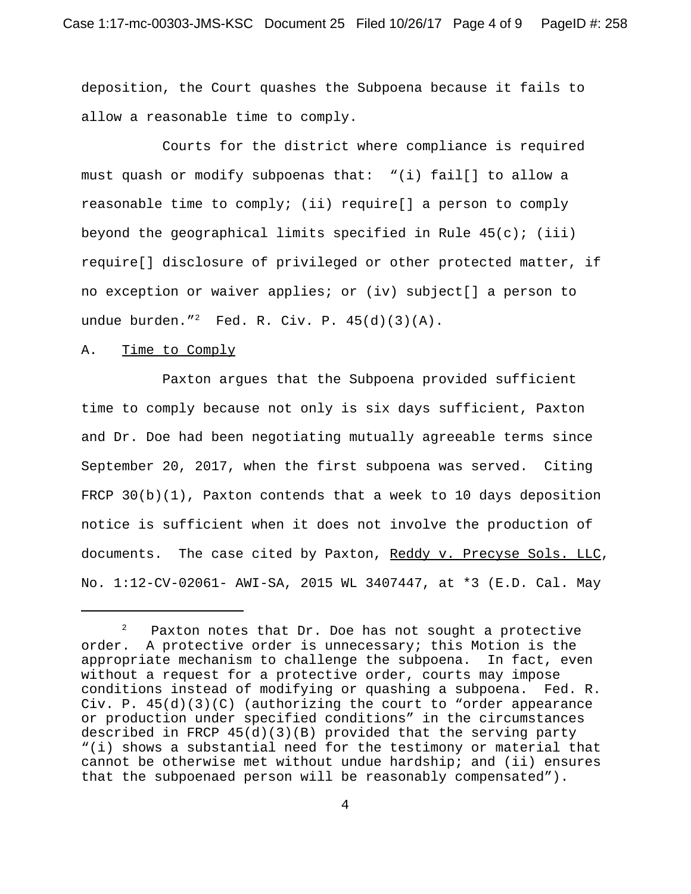deposition, the Court quashes the Subpoena because it fails to allow a reasonable time to comply.

Courts for the district where compliance is required must quash or modify subpoenas that: "(i) fail[] to allow a reasonable time to comply; (ii) require[] a person to comply beyond the geographical limits specified in Rule 45(c); (iii) require[] disclosure of privileged or other protected matter, if no exception or waiver applies; or (iv) subject[] a person to undue burden."[2] Fed. R. Civ. P. 45(d)(3)(A).

A. Time to Comply

Paxton argues that the Subpoena provided sufficient time to comply because not only is six days sufficient, Paxton and Dr. Doe had been negotiating mutually agreeable terms since September 20, 2017, when the first subpoena was served. Citing FRCP 30(b)(1), Paxton contends that a week to 10 days deposition notice is sufficient when it does not involve the production of documents. The case cited by Paxton, Reddy v. Precyse Sols. LLC, No. 1:12-CV-02061- AWI-SA, 2015 WL 3407447, at \*3 (E.D. Cal. May

---

[2] Paxton notes that Dr. Doe has not sought a protective order. A protective order is unnecessary; this Motion is the appropriate mechanism to challenge the subpoena. In fact, even without a request for a protective order, courts may impose conditions instead of modifying or quashing a subpoena. Fed. R. Civ. P. 45(d)(3)(C) (authorizing the court to "order appearance or production under specified conditions" in the circumstances described in FRCP 45(d)(3)(B) provided that the serving party "(i) shows a substantial need for the testimony or material that cannot be otherwise met without undue hardship; and (ii) ensures that the subpoenaed person will be reasonably compensated").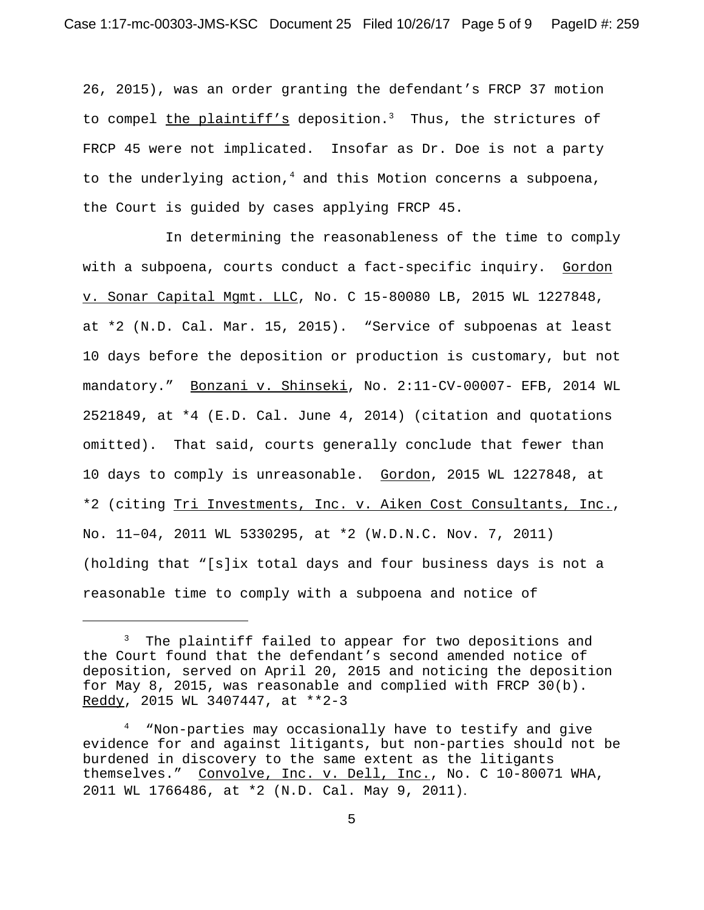26, 2015), was an order granting the defendant's FRCP 37 motion to compel the plaintiff's deposition.[3] Thus, the strictures of FRCP 45 were not implicated. Insofar as Dr. Doe is not a party to the underlying action,[4] and this Motion concerns a subpoena, the Court is guided by cases applying FRCP 45.

In determining the reasonableness of the time to comply with a subpoena, courts conduct a fact-specific inquiry. Gordon v. Sonar Capital Mgmt. LLC, No. C 15-80080 LB, 2015 WL 1227848, at *2 (N.D. Cal. Mar. 15, 2015). "Service of subpoenas at least 10 days before the deposition or production is customary, but not mandatory." Bonzani v. Shinseki, No. 2:11-CV-00007- EFB, 2014 WL 2521849, at *4 (E.D. Cal. June 4, 2014) (citation and quotations omitted). That said, courts generally conclude that fewer than 10 days to comply is unreasonable. Gordon, 2015 WL 1227848, at *2 (citing Tri Investments, Inc. v. Aiken Cost Consultants, Inc., No. 11–04, 2011 WL 5330295, at *2 (W.D.N.C. Nov. 7, 2011) (holding that "[s]ix total days and four business days is not a reasonable time to comply with a subpoena and notice of

---

[3] The plaintiff failed to appear for two depositions and the Court found that the defendant's second amended notice of deposition, served on April 20, 2015 and noticing the deposition for May 8, 2015, was reasonable and complied with FRCP 30(b). Reddy, 2015 WL 3407447, at **2-3

[4] "Non-parties may occasionally have to testify and give evidence for and against litigants, but non-parties should not be burdened in discovery to the same extent as the litigants themselves." Convolve, Inc. v. Dell, Inc., No. C 10-80071 WHA, 2011 WL 1766486, at *2 (N.D. Cal. May 9, 2011).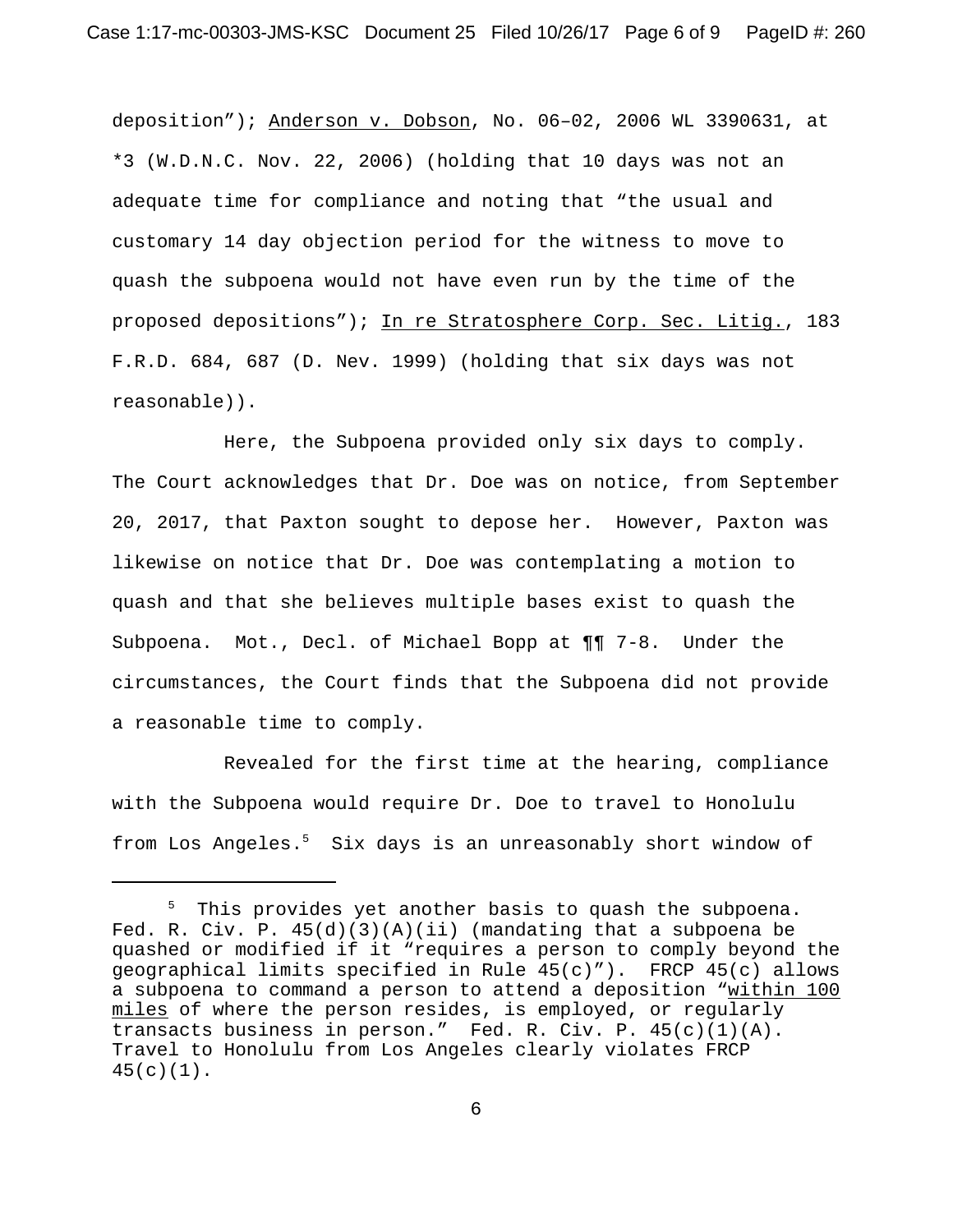deposition"); Anderson v. Dobson, No. 06–02, 2006 WL 3390631, at *3 (W.D.N.C. Nov. 22, 2006) (holding that 10 days was not an adequate time for compliance and noting that "the usual and customary 14 day objection period for the witness to move to quash the subpoena would not have even run by the time of the proposed depositions"); In re Stratosphere Corp. Sec. Litig., 183 F.R.D. 684, 687 (D. Nev. 1999) (holding that six days was not reasonable)).

Here, the Subpoena provided only six days to comply. The Court acknowledges that Dr. Doe was on notice, from September 20, 2017, that Paxton sought to depose her. However, Paxton was likewise on notice that Dr. Doe was contemplating a motion to quash and that she believes multiple bases exist to quash the Subpoena. Mot., Decl. of Michael Bopp at ¶¶ 7-8. Under the circumstances, the Court finds that the Subpoena did not provide a reasonable time to comply.

Revealed for the first time at the hearing, compliance with the Subpoena would require Dr. Doe to travel to Honolulu from Los Angeles.[5] Six days is an unreasonably short window of

---

[5] This provides yet another basis to quash the subpoena. Fed. R. Civ. P. 45(d)(3)(A)(ii) (mandating that a subpoena be quashed or modified if it "requires a person to comply beyond the geographical limits specified in Rule 45(c)"). FRCP 45(c) allows a subpoena to command a person to attend a deposition "within 100 miles of where the person resides, is employed, or regularly transacts business in person." Fed. R. Civ. P. 45(c)(1)(A). Travel to Honolulu from Los Angeles clearly violates FRCP 45(c)(1).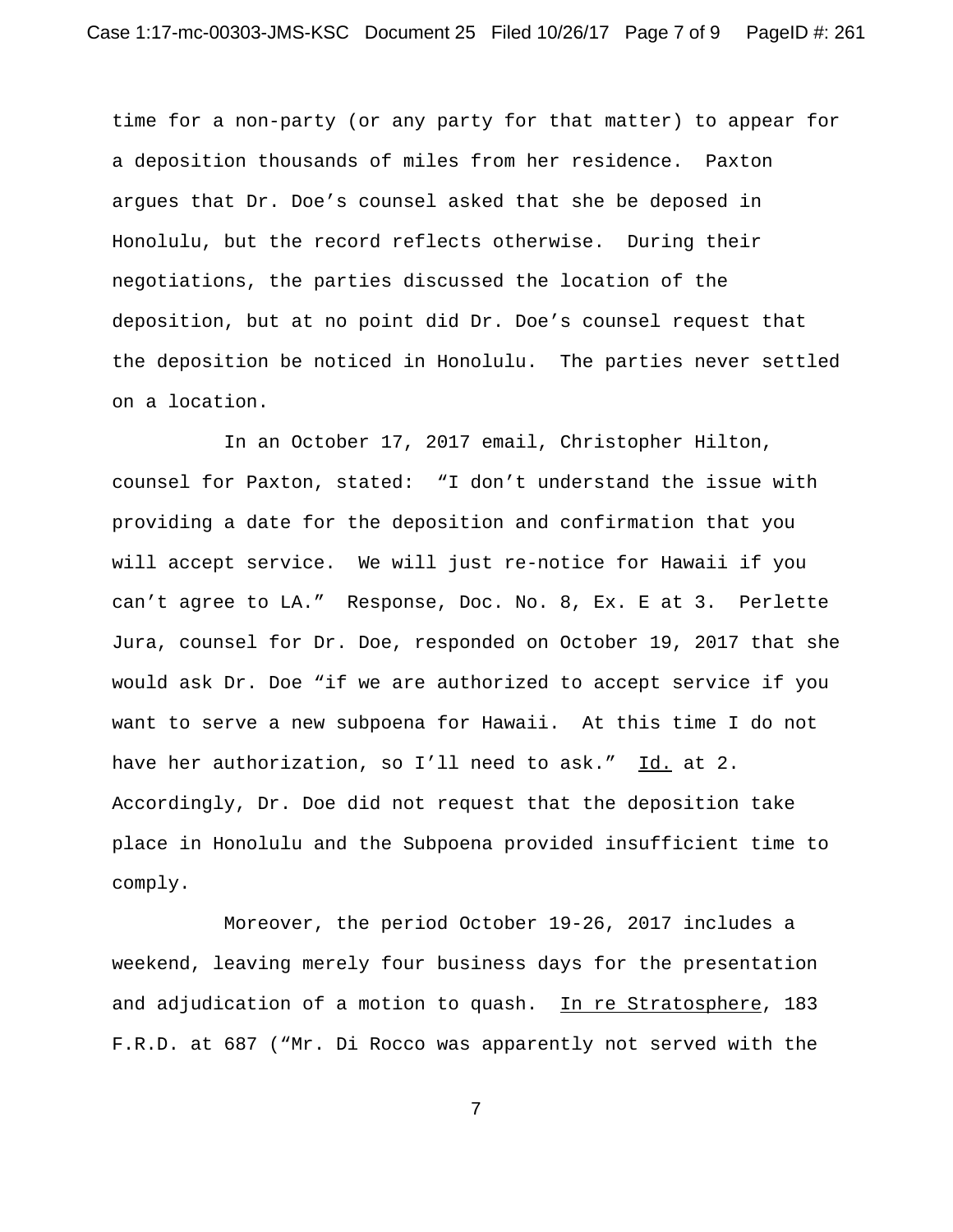time for a non-party (or any party for that matter) to appear for a deposition thousands of miles from her residence. Paxton argues that Dr. Doe's counsel asked that she be deposed in Honolulu, but the record reflects otherwise. During their negotiations, the parties discussed the location of the deposition, but at no point did Dr. Doe's counsel request that the deposition be noticed in Honolulu. The parties never settled on a location.

In an October 17, 2017 email, Christopher Hilton, counsel for Paxton, stated: "I don't understand the issue with providing a date for the deposition and confirmation that you will accept service. We will just re-notice for Hawaii if you can't agree to LA." Response, Doc. No. 8, Ex. E at 3. Perlette Jura, counsel for Dr. Doe, responded on October 19, 2017 that she would ask Dr. Doe "if we are authorized to accept service if you want to serve a new subpoena for Hawaii. At this time I do not have her authorization, so I'll need to ask." Id. at 2. Accordingly, Dr. Doe did not request that the deposition take place in Honolulu and the Subpoena provided insufficient time to comply.

Moreover, the period October 19-26, 2017 includes a weekend, leaving merely four business days for the presentation and adjudication of a motion to quash. In re Stratosphere, 183 F.R.D. at 687 ("Mr. Di Rocco was apparently not served with the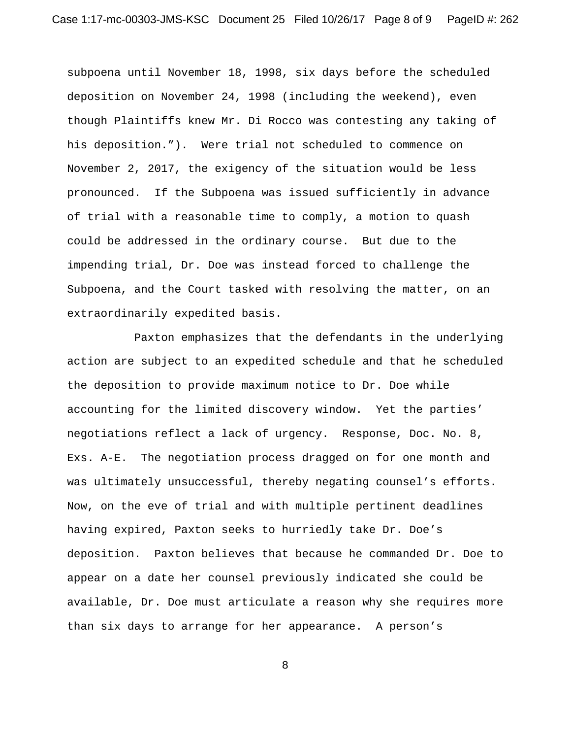subpoena until November 18, 1998, six days before the scheduled deposition on November 24, 1998 (including the weekend), even though Plaintiffs knew Mr. Di Rocco was contesting any taking of his deposition."). Were trial not scheduled to commence on November 2, 2017, the exigency of the situation would be less pronounced. If the Subpoena was issued sufficiently in advance of trial with a reasonable time to comply, a motion to quash could be addressed in the ordinary course. But due to the impending trial, Dr. Doe was instead forced to challenge the Subpoena, and the Court tasked with resolving the matter, on an extraordinarily expedited basis.

Paxton emphasizes that the defendants in the underlying action are subject to an expedited schedule and that he scheduled the deposition to provide maximum notice to Dr. Doe while accounting for the limited discovery window. Yet the parties' negotiations reflect a lack of urgency. Response, Doc. No. 8, Exs. A-E. The negotiation process dragged on for one month and was ultimately unsuccessful, thereby negating counsel's efforts. Now, on the eve of trial and with multiple pertinent deadlines having expired, Paxton seeks to hurriedly take Dr. Doe's deposition. Paxton believes that because he commanded Dr. Doe to appear on a date her counsel previously indicated she could be available, Dr. Doe must articulate a reason why she requires more than six days to arrange for her appearance. A person's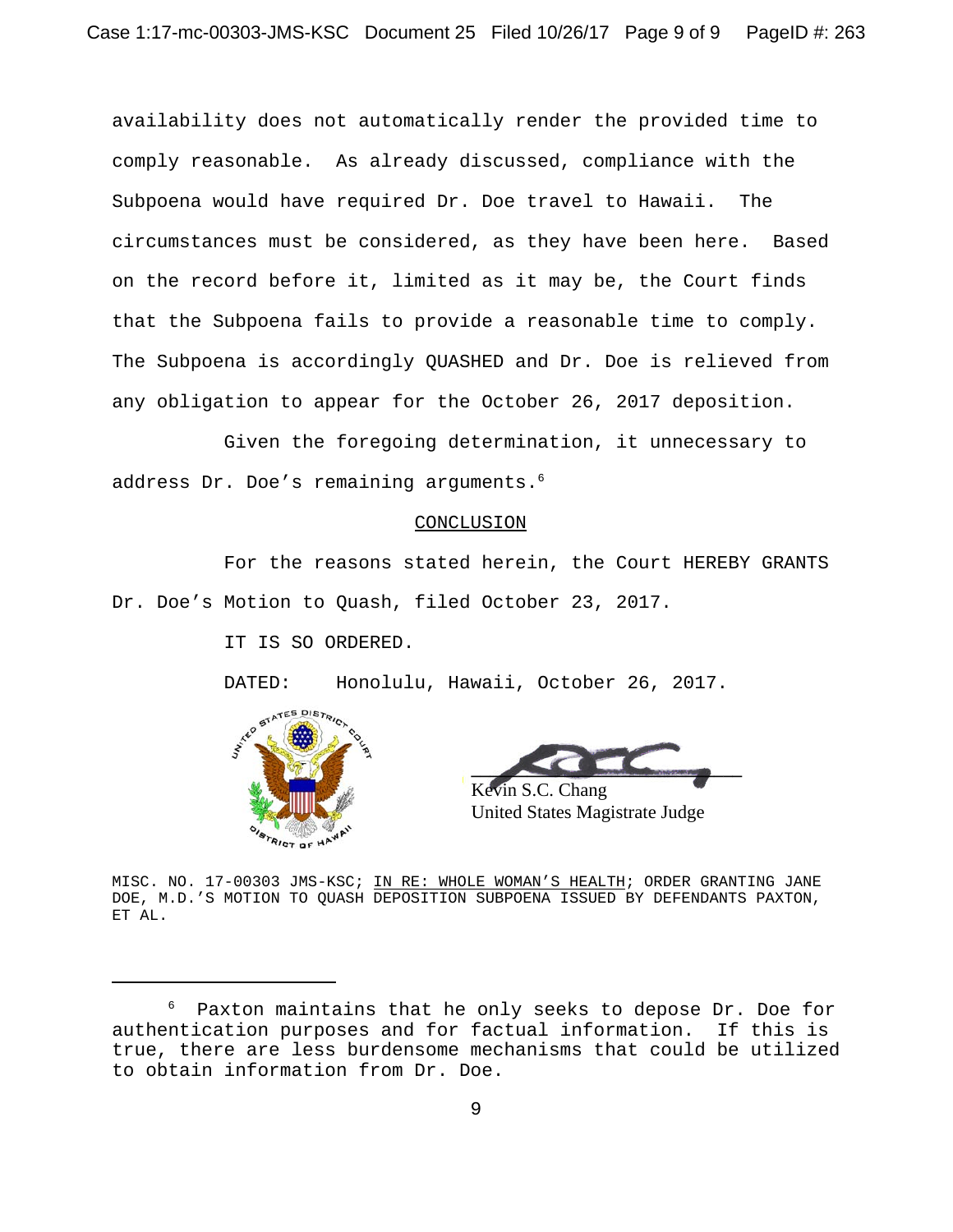availability does not automatically render the provided time to comply reasonable. As already discussed, compliance with the Subpoena would have required Dr. Doe travel to Hawaii. The circumstances must be considered, as they have been here. Based on the record before it, limited as it may be, the Court finds that the Subpoena fails to provide a reasonable time to comply. The Subpoena is accordingly QUASHED and Dr. Doe is relieved from any obligation to appear for the October 26, 2017 deposition.

Given the foregoing determination, it unnecessary to address Dr. Doe's remaining arguments.[6]

## CONCLUSION

For the reasons stated herein, the Court HEREBY GRANTS Dr. Doe's Motion to Quash, filed October 23, 2017.

IT IS SO ORDERED.

DATED: Honolulu, Hawaii, October 26, 2017.

Kevin S.C. Chang
United States Magistrate Judge

MISC. NO. 17-00303 JMS-KSC; IN RE: WHOLE WOMAN'S HEALTH; ORDER GRANTING JANE DOE, M.D.'S MOTION TO QUASH DEPOSITION SUBPOENA ISSUED BY DEFENDANTS PAXTON, ET AL.

---

[6] Paxton maintains that he only seeks to depose Dr. Doe for authentication purposes and for factual information. If this is true, there are less burdensome mechanisms that could be utilized to obtain information from Dr. Doe.